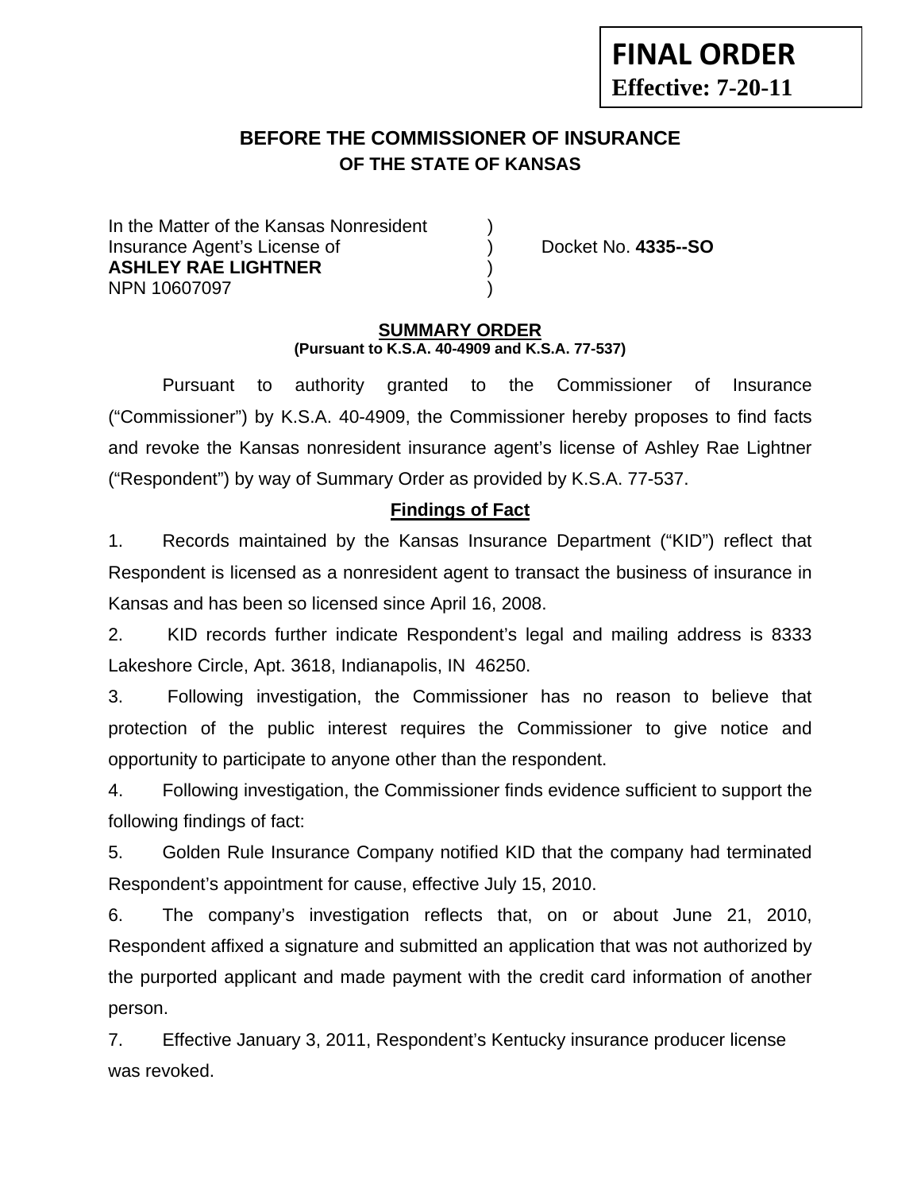**FINAL ORDER**
**Effective: 7-20-11**

# BEFORE THE COMMISSIONER OF INSURANCE
## OF THE STATE OF KANSAS

In the Matter of the Kansas Nonresident )
Insurance Agent's License of ) Docket No. **4335--SO**
**ASHLEY RAE LIGHTNER** )
NPN 10607097 )

**SUMMARY ORDER**
**(Pursuant to K.S.A. 40-4909 and K.S.A. 77-537)**

Pursuant to authority granted to the Commissioner of Insurance ("Commissioner") by K.S.A. 40-4909, the Commissioner hereby proposes to find facts and revoke the Kansas nonresident insurance agent's license of Ashley Rae Lightner ("Respondent") by way of Summary Order as provided by K.S.A. 77-537.

**Findings of Fact**

1. Records maintained by the Kansas Insurance Department ("KID") reflect that Respondent is licensed as a nonresident agent to transact the business of insurance in Kansas and has been so licensed since April 16, 2008.

2. KID records further indicate Respondent's legal and mailing address is 8333 Lakeshore Circle, Apt. 3618, Indianapolis, IN 46250.

3. Following investigation, the Commissioner has no reason to believe that protection of the public interest requires the Commissioner to give notice and opportunity to participate to anyone other than the respondent.

4. Following investigation, the Commissioner finds evidence sufficient to support the following findings of fact:

5. Golden Rule Insurance Company notified KID that the company had terminated Respondent's appointment for cause, effective July 15, 2010.

6. The company's investigation reflects that, on or about June 21, 2010, Respondent affixed a signature and submitted an application that was not authorized by the purported applicant and made payment with the credit card information of another person.

7. Effective January 3, 2011, Respondent's Kentucky insurance producer license was revoked.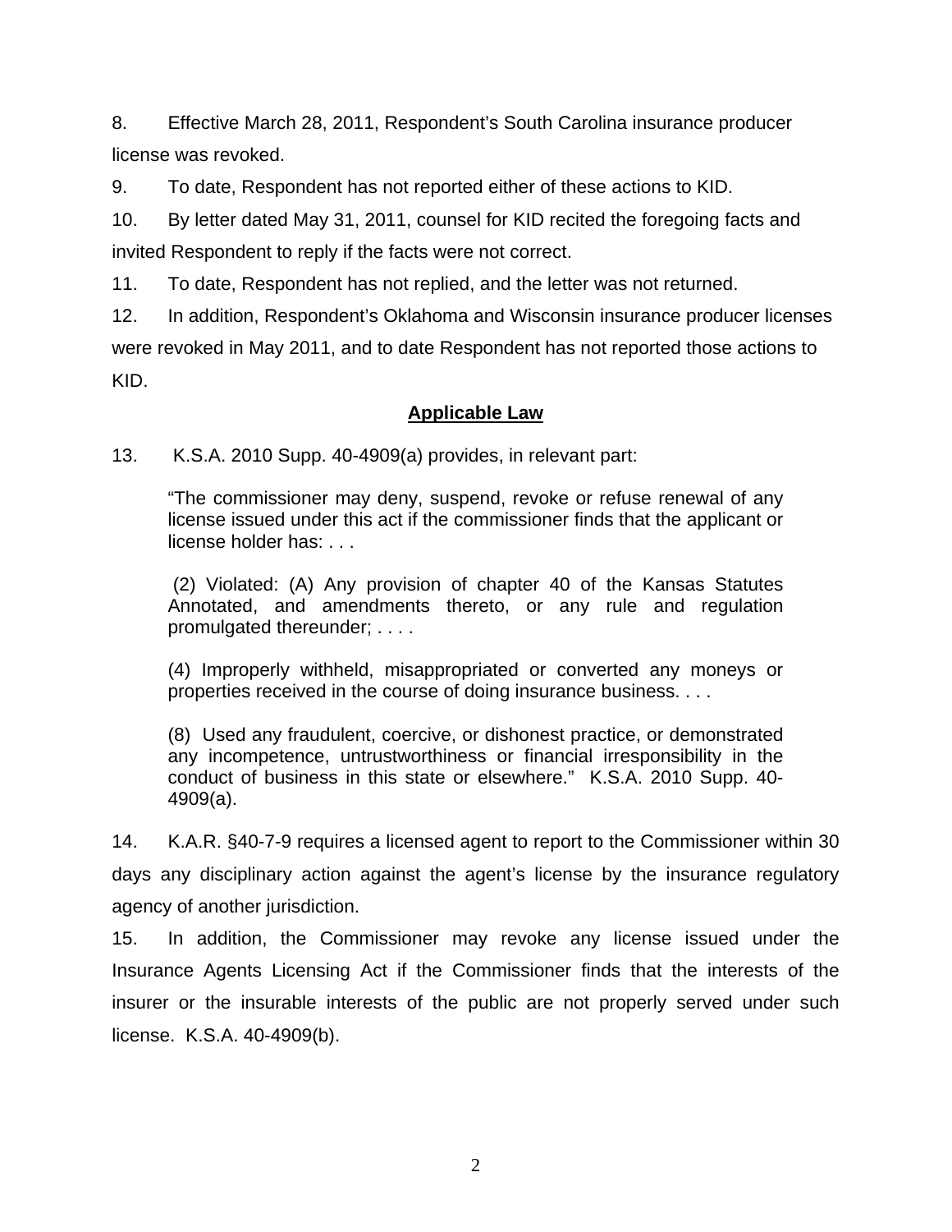8. Effective March 28, 2011, Respondent's South Carolina insurance producer license was revoked.

9. To date, Respondent has not reported either of these actions to KID.

10. By letter dated May 31, 2011, counsel for KID recited the foregoing facts and invited Respondent to reply if the facts were not correct.

11. To date, Respondent has not replied, and the letter was not returned.

12. In addition, Respondent's Oklahoma and Wisconsin insurance producer licenses were revoked in May 2011, and to date Respondent has not reported those actions to KID.

## **Applicable Law**

13. K.S.A. 2010 Supp. 40-4909(a) provides, in relevant part:

> "The commissioner may deny, suspend, revoke or refuse renewal of any license issued under this act if the commissioner finds that the applicant or license holder has: . . .
>
> (2) Violated: (A) Any provision of chapter 40 of the Kansas Statutes Annotated, and amendments thereto, or any rule and regulation promulgated thereunder; . . . .
>
> (4) Improperly withheld, misappropriated or converted any moneys or properties received in the course of doing insurance business. . . .
>
> (8) Used any fraudulent, coercive, or dishonest practice, or demonstrated any incompetence, untrustworthiness or financial irresponsibility in the conduct of business in this state or elsewhere." K.S.A. 2010 Supp. 40-4909(a).

14. K.A.R. §40-7-9 requires a licensed agent to report to the Commissioner within 30 days any disciplinary action against the agent's license by the insurance regulatory agency of another jurisdiction.

15. In addition, the Commissioner may revoke any license issued under the Insurance Agents Licensing Act if the Commissioner finds that the interests of the insurer or the insurable interests of the public are not properly served under such license. K.S.A. 40-4909(b).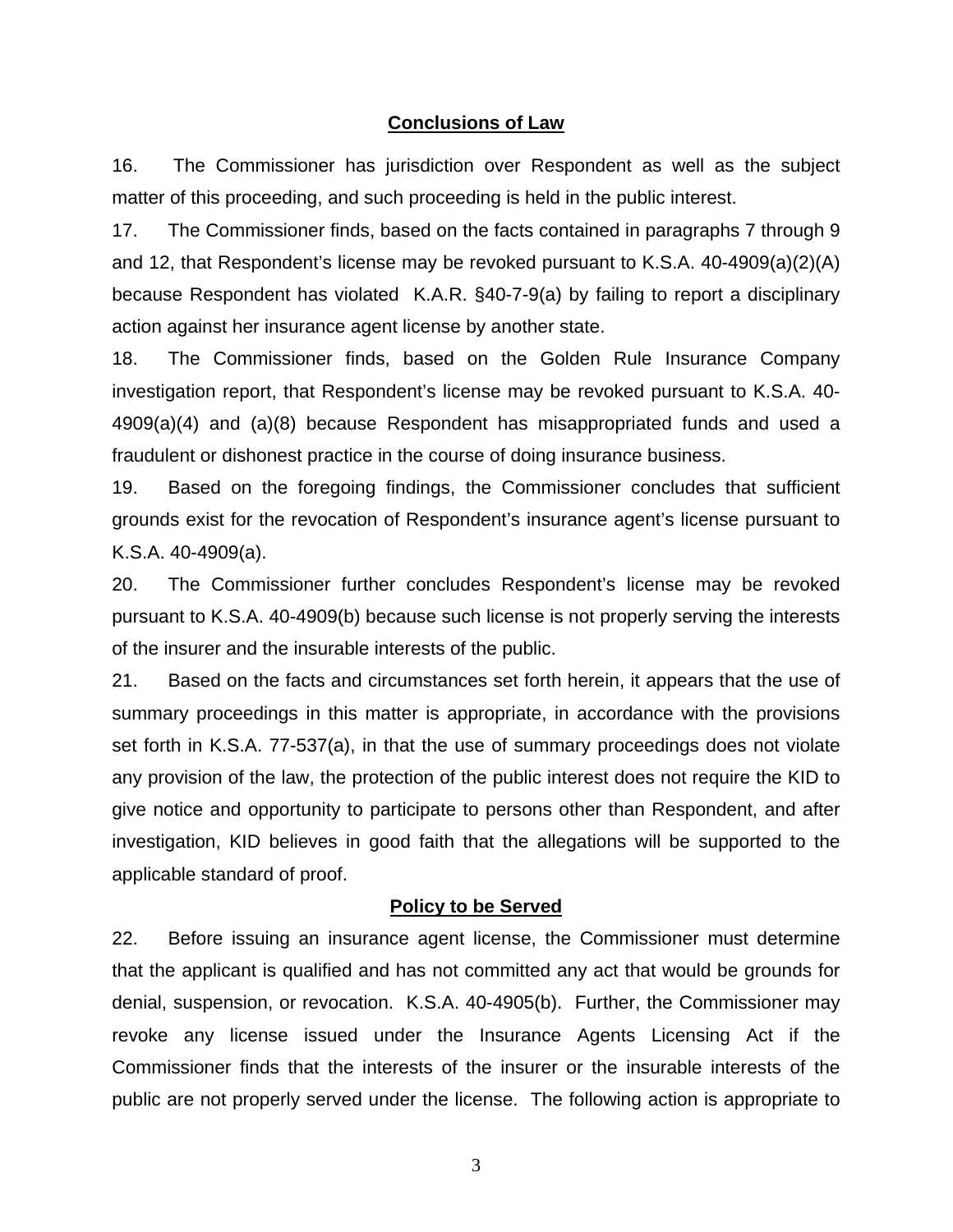## Conclusions of Law

16. The Commissioner has jurisdiction over Respondent as well as the subject matter of this proceeding, and such proceeding is held in the public interest.

17. The Commissioner finds, based on the facts contained in paragraphs 7 through 9 and 12, that Respondent's license may be revoked pursuant to K.S.A. 40-4909(a)(2)(A) because Respondent has violated K.A.R. §40-7-9(a) by failing to report a disciplinary action against her insurance agent license by another state.

18. The Commissioner finds, based on the Golden Rule Insurance Company investigation report, that Respondent's license may be revoked pursuant to K.S.A. 40-4909(a)(4) and (a)(8) because Respondent has misappropriated funds and used a fraudulent or dishonest practice in the course of doing insurance business.

19. Based on the foregoing findings, the Commissioner concludes that sufficient grounds exist for the revocation of Respondent's insurance agent's license pursuant to K.S.A. 40-4909(a).

20. The Commissioner further concludes Respondent's license may be revoked pursuant to K.S.A. 40-4909(b) because such license is not properly serving the interests of the insurer and the insurable interests of the public.

21. Based on the facts and circumstances set forth herein, it appears that the use of summary proceedings in this matter is appropriate, in accordance with the provisions set forth in K.S.A. 77-537(a), in that the use of summary proceedings does not violate any provision of the law, the protection of the public interest does not require the KID to give notice and opportunity to participate to persons other than Respondent, and after investigation, KID believes in good faith that the allegations will be supported to the applicable standard of proof.

## Policy to be Served

22. Before issuing an insurance agent license, the Commissioner must determine that the applicant is qualified and has not committed any act that would be grounds for denial, suspension, or revocation. K.S.A. 40-4905(b). Further, the Commissioner may revoke any license issued under the Insurance Agents Licensing Act if the Commissioner finds that the interests of the insurer or the insurable interests of the public are not properly served under the license. The following action is appropriate to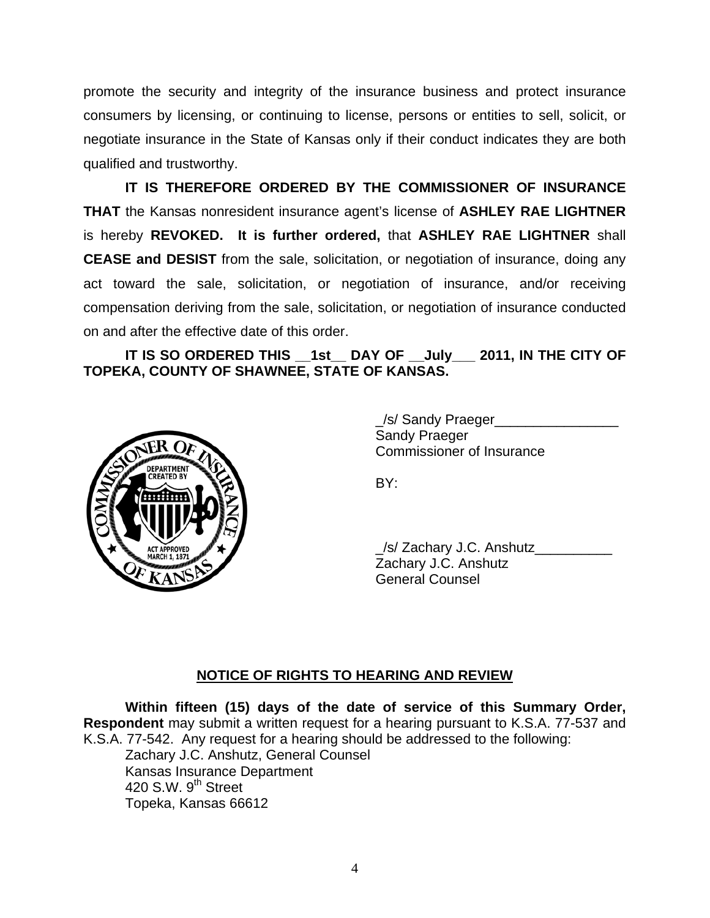promote the security and integrity of the insurance business and protect insurance consumers by licensing, or continuing to license, persons or entities to sell, solicit, or negotiate insurance in the State of Kansas only if their conduct indicates they are both qualified and trustworthy.

**IT IS THEREFORE ORDERED BY THE COMMISSIONER OF INSURANCE THAT** the Kansas nonresident insurance agent's license of **ASHLEY RAE LIGHTNER** is hereby **REVOKED. It is further ordered,** that **ASHLEY RAE LIGHTNER** shall **CEASE and DESIST** from the sale, solicitation, or negotiation of insurance, doing any act toward the sale, solicitation, or negotiation of insurance, and/or receiving compensation deriving from the sale, solicitation, or negotiation of insurance conducted on and after the effective date of this order.

**IT IS SO ORDERED THIS __1st__ DAY OF __July___ 2011, IN THE CITY OF TOPEKA, COUNTY OF SHAWNEE, STATE OF KANSAS.**

_/s/ Sandy Praeger________________
Sandy Praeger
Commissioner of Insurance

BY:

_/s/ Zachary J.C. Anshutz__________
Zachary J.C. Anshutz
General Counsel

## NOTICE OF RIGHTS TO HEARING AND REVIEW

**Within fifteen (15) days of the date of service of this Summary Order, Respondent** may submit a written request for a hearing pursuant to K.S.A. 77-537 and K.S.A. 77-542. Any request for a hearing should be addressed to the following:

Zachary J.C. Anshutz, General Counsel
Kansas Insurance Department
420 S.W. 9th Street
Topeka, Kansas 66612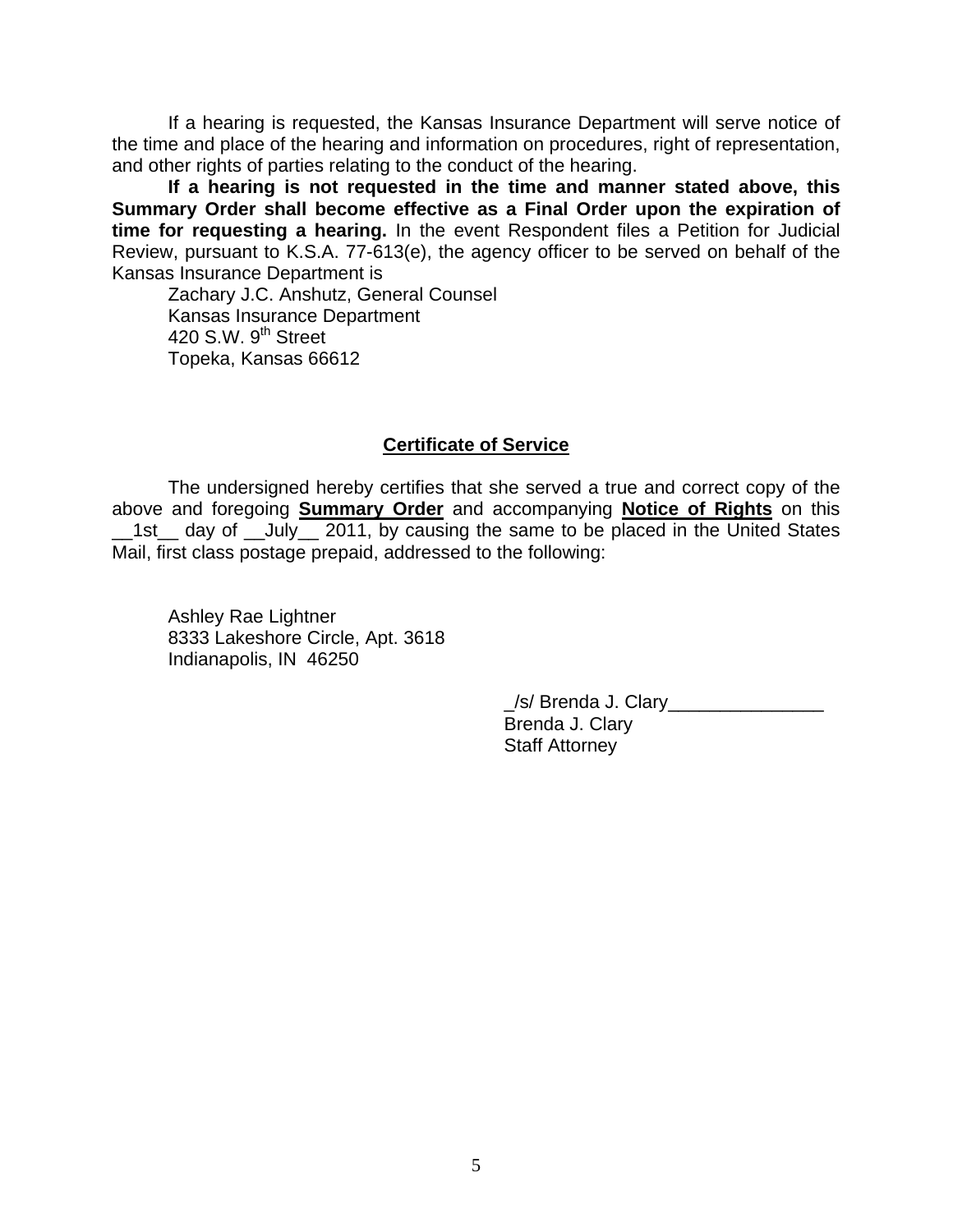If a hearing is requested, the Kansas Insurance Department will serve notice of the time and place of the hearing and information on procedures, right of representation, and other rights of parties relating to the conduct of the hearing.

**If a hearing is not requested in the time and manner stated above, this Summary Order shall become effective as a Final Order upon the expiration of time for requesting a hearing.** In the event Respondent files a Petition for Judicial Review, pursuant to K.S.A. 77-613(e), the agency officer to be served on behalf of the Kansas Insurance Department is

Zachary J.C. Anshutz, General Counsel
Kansas Insurance Department
420 S.W. 9th Street
Topeka, Kansas 66612

## Certificate of Service

The undersigned hereby certifies that she served a true and correct copy of the above and foregoing **Summary Order** and accompanying **Notice of Rights** on this __1st__ day of __July__ 2011, by causing the same to be placed in the United States Mail, first class postage prepaid, addressed to the following:

Ashley Rae Lightner
8333 Lakeshore Circle, Apt. 3618
Indianapolis, IN 46250

_/s/ Brenda J. Clary_______________
Brenda J. Clary
Staff Attorney